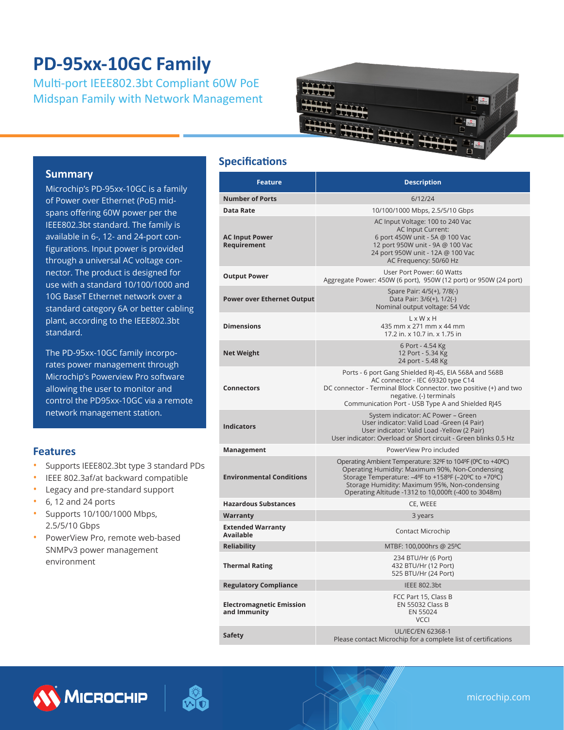# PD-95xx-10GC Family

Multi-port IEEE802.3bt Compliant 60W PoE Midspan Family with Network Management

## Summary

Microchip's PD-95xx-10GC is a family of Power over Ethernet (PoE) mid-spans offering 60W power per the IEEE802.3bt standard. The family is available in 6-, 12- and 24-port configurations. Input power is provided through a universal AC voltage connector. The product is designed for use with a standard 10/100/1000 and 10G BaseT Ethernet network over a standard category 6A or better cabling plant, according to the IEEE802.3bt standard.

The PD-95xx-10GC family incorporates power management through Microchip's Powerview Pro software allowing the user to monitor and control the PD95xx-10GC via a remote network management station.

## Features

- Supports IEEE802.3bt type 3 standard PDs
- IEEE 802.3af/at backward compatible
- Legacy and pre-standard support
- 6, 12 and 24 ports
- Supports 10/100/1000 Mbps, 2.5/5/10 Gbps
- PowerView Pro, remote web-based SNMPv3 power management environment

## Specifications

| Feature | Description |
|---|---|
| Number of Ports | 6/12/24 |
| Data Rate | 10/100/1000 Mbps, 2.5/5/10 Gbps |
| AC Input Power Requirement | AC Input Voltage: 100 to 240 Vac<br>AC Input Current:<br>6 port 450W unit - 5A @ 100 Vac<br>12 port 950W unit - 9A @ 100 Vac<br>24 port 950W unit - 12A @ 100 Vac<br>AC Frequency: 50/60 Hz |
| Output Power | User Port Power: 60 Watts<br>Aggregate Power: 450W (6 port), 950W (12 port) or 950W (24 port) |
| Power over Ethernet Output | Spare Pair: 4/5(+), 7/8(-)<br>Data Pair: 3/6(+), 1/2(-)<br>Nominal output voltage: 54 Vdc |
| Dimensions | L x W x H<br>435 mm x 271 mm x 44 mm<br>17.2 in. x 10.7 in. x 1.75 in |
| Net Weight | 6 Port - 4.54 Kg<br>12 Port - 5.34 Kg<br>24 port - 5.48 Kg |
| Connectors | Ports - 6 port Gang Shielded RJ-45, EIA 568A and 568B<br>AC connector - IEC 69320 type C14<br>DC connector - Terminal Block Connector. two positive (+) and two negative. (-) terminals<br>Communication Port - USB Type A and Shielded RJ45 |
| Indicators | System indicator: AC Power – Green<br>User indicator: Valid Load -Green (4 Pair)<br>User indicator: Valid Load -Yellow (2 Pair)<br>User indicator: Overload or Short circuit - Green blinks 0.5 Hz |
| Management | PowerView Pro included |
| Environmental Conditions | Operating Ambient Temperature: 32ºF to 104ºF (0ºC to +40ºC)<br>Operating Humidity: Maximum 90%, Non-Condensing<br>Storage Temperature: –4ºF to +158ºF (–20ºC to +70ºC)<br>Storage Humidity: Maximum 95%, Non-condensing<br>Operating Altitude -1312 to 10,000ft (-400 to 3048m) |
| Hazardous Substances | CE, WEEE |
| Warranty | 3 years |
| Extended Warranty Available | Contact Microchip |
| Reliability | MTBF: 100,000hrs @ 25ºC |
| Thermal Rating | 234 BTU/Hr (6 Port)<br>432 BTU/Hr (12 Port)<br>525 BTU/Hr (24 Port) |
| Regulatory Compliance | IEEE 802.3bt |
| Electromagnetic Emission and Immunity | FCC Part 15, Class B<br>EN 55032 Class B<br>EN 55024<br>VCCI |
| Safety | UL/IEC/EN 62368-1<br>Please contact Microchip for a complete list of certifications |

microchip.com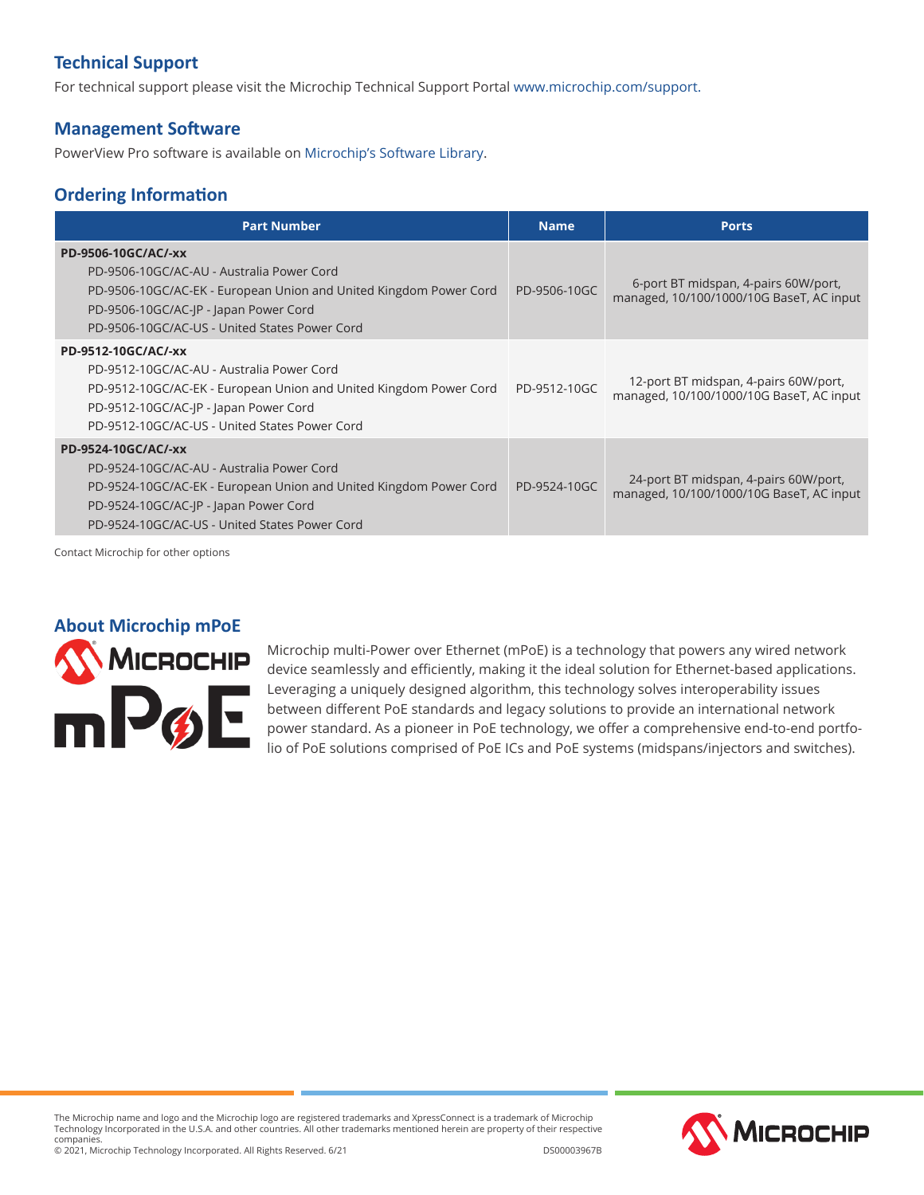## Technical Support

For technical support please visit the Microchip Technical Support Portal www.microchip.com/support.

## Management Software

PowerView Pro software is available on Microchip's Software Library.

## Ordering Information

| Part Number | Name | Ports |
|---|---|---|
| **PD-9506-10GC/AC/-xx**<br>PD-9506-10GC/AC-AU - Australia Power Cord<br>PD-9506-10GC/AC-EK - European Union and United Kingdom Power Cord<br>PD-9506-10GC/AC-JP - Japan Power Cord<br>PD-9506-10GC/AC-US - United States Power Cord | PD-9506-10GC | 6-port BT midspan, 4-pairs 60W/port, managed, 10/100/1000/10G BaseT, AC input |
| **PD-9512-10GC/AC/-xx**<br>PD-9512-10GC/AC-AU - Australia Power Cord<br>PD-9512-10GC/AC-EK - European Union and United Kingdom Power Cord<br>PD-9512-10GC/AC-JP - Japan Power Cord<br>PD-9512-10GC/AC-US - United States Power Cord | PD-9512-10GC | 12-port BT midspan, 4-pairs 60W/port, managed, 10/100/1000/10G BaseT, AC input |
| **PD-9524-10GC/AC/-xx**<br>PD-9524-10GC/AC-AU - Australia Power Cord<br>PD-9524-10GC/AC-EK - European Union and United Kingdom Power Cord<br>PD-9524-10GC/AC-JP - Japan Power Cord<br>PD-9524-10GC/AC-US - United States Power Cord | PD-9524-10GC | 24-port BT midspan, 4-pairs 60W/port, managed, 10/100/1000/10G BaseT, AC input |

Contact Microchip for other options

## About Microchip mPoE

Microchip multi-Power over Ethernet (mPoE) is a technology that powers any wired network device seamlessly and efficiently, making it the ideal solution for Ethernet-based applications. Leveraging a uniquely designed algorithm, this technology solves interoperability issues between different PoE standards and legacy solutions to provide an international network power standard. As a pioneer in PoE technology, we offer a comprehensive end-to-end portfolio of PoE solutions comprised of PoE ICs and PoE systems (midspans/injectors and switches).

The Microchip name and logo and the Microchip logo are registered trademarks and XpressConnect is a trademark of Microchip Technology Incorporated in the U.S.A. and other countries. All other trademarks mentioned herein are property of their respective companies.
© 2021, Microchip Technology Incorporated. All Rights Reserved. 6/21 DS00003967B